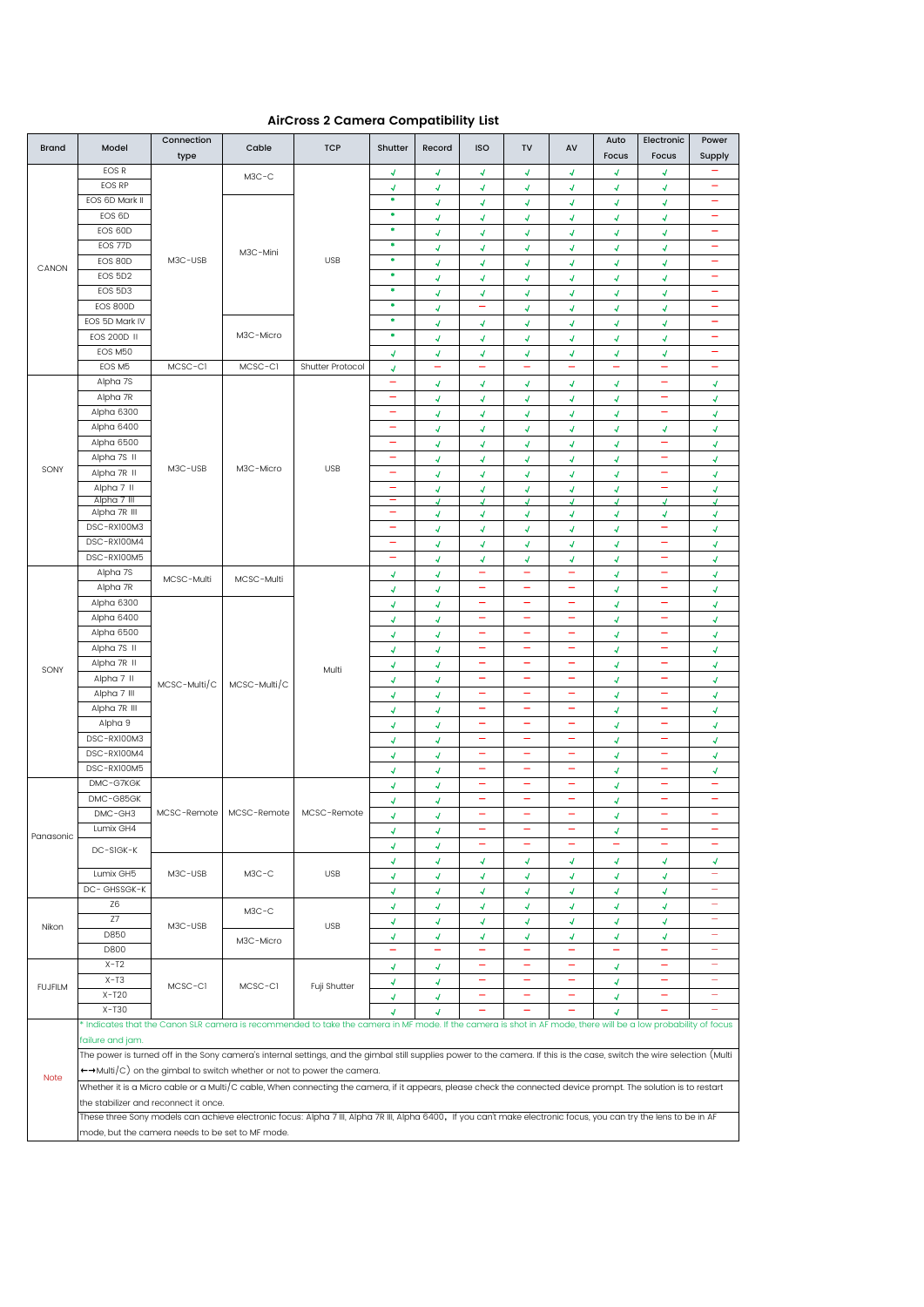# AirCross 2 Camera Compatibility List

| Brand | Model | Connection type | Cable | TCP | Shutter | Record | ISO | TV | AV | Auto Focus | Electronic Focus | Power Supply |
|---|---|---|---|---|---|---|---|---|---|---|---|---|
| CANON | EOS R | M3C-USB | M3C-C | USB | √ | √ | √ | √ | √ | √ | √ | — |
| | EOS RP | | | | √ | √ | √ | √ | √ | √ | √ | — |
| | EOS 6D Mark II | | M3C-Mini | | * | √ | √ | √ | √ | √ | √ | — |
| | EOS 6D | | | | * | √ | √ | √ | √ | √ | √ | — |
| | EOS 60D | | | | * | √ | √ | √ | √ | √ | √ | — |
| | EOS 77D | | | | * | √ | √ | √ | √ | √ | √ | — |
| | EOS 80D | | | | * | √ | √ | √ | √ | √ | √ | — |
| | EOS 5D2 | | | | * | √ | √ | √ | √ | √ | √ | — |
| | EOS 5D3 | | | | * | √ | √ | √ | √ | √ | √ | — |
| | EOS 800D | | | | * | √ | — | √ | √ | √ | √ | — |
| | EOS 5D Mark IV | | M3C-Micro | | * | √ | √ | √ | √ | √ | √ | — |
| | EOS 200D II | | | | * | √ | √ | √ | √ | √ | √ | — |
| | EOS M50 | | | | √ | √ | √ | √ | √ | √ | √ | — |
| | EOS M5 | MCSC-C1 | MCSC-C1 | Shutter Protocol | √ | — | — | — | — | — | — | — |
| SONY | Alpha 7S | M3C-USB | M3C-Micro | USB | — | √ | √ | √ | √ | √ | — | √ |
| | Alpha 7R | | | | — | √ | √ | √ | √ | √ | — | √ |
| | Alpha 6300 | | | | — | √ | √ | √ | √ | √ | — | √ |
| | Alpha 6400 | | | | — | √ | √ | √ | √ | √ | √ | √ |
| | Alpha 6500 | | | | — | √ | √ | √ | √ | √ | — | √ |
| | Alpha 7S II | | | | — | √ | √ | √ | √ | √ | — | √ |
| | Alpha 7R II | | | | — | √ | √ | √ | √ | √ | — | √ |
| | Alpha 7 II | | | | — | √ | √ | √ | √ | √ | — | √ |
| | Alpha 7 III | | | | — | √ | √ | √ | √ | √ | √ | √ |
| | Alpha 7R III | | | | — | √ | √ | √ | √ | √ | √ | √ |
| | DSC-RX100M3 | | | | — | √ | √ | √ | √ | √ | — | √ |
| | DSC-RX100M4 | | | | — | √ | √ | √ | √ | √ | — | √ |
| | DSC-RX100M5 | | | | — | √ | √ | √ | √ | √ | — | √ |
| SONY | Alpha 7S | MCSC-Multi | MCSC-Multi | Multi | √ | √ | — | — | — | √ | — | √ |
| | Alpha 7R | | | | √ | √ | — | — | — | √ | — | √ |
| | Alpha 6300 | MCSC-Multi/C | MCSC-Multi/C | | √ | √ | — | — | — | √ | — | √ |
| | Alpha 6400 | | | | √ | √ | — | — | — | √ | — | √ |
| | Alpha 6500 | | | | √ | √ | — | — | — | √ | — | √ |
| | Alpha 7S II | | | | √ | √ | — | — | — | √ | — | √ |
| | Alpha 7R II | | | | √ | √ | — | — | — | √ | — | √ |
| | Alpha 7 II | | | | √ | √ | — | — | — | √ | — | √ |
| | Alpha 7 III | | | | √ | √ | — | — | — | √ | — | √ |
| | Alpha 7R III | | | | √ | √ | — | — | — | √ | — | √ |
| | Alpha 9 | | | | √ | √ | — | — | — | √ | — | √ |
| | DSC-RX100M3 | | | | √ | √ | — | — | — | √ | — | √ |
| | DSC-RX100M4 | | | | √ | √ | — | — | — | √ | — | √ |
| | DSC-RX100M5 | | | | √ | √ | — | — | — | √ | — | √ |
| Panasonic | DMC-G7KGK | MCSC-Remote | MCSC-Remote | MCSC-Remote | √ | √ | — | — | — | √ | — | — |
| | DMC-G85GK | | | | √ | √ | — | — | — | √ | — | — |
| | DMC-GH3 | | | | √ | √ | — | — | — | √ | — | — |
| | Lumix GH4 | | | | √ | √ | — | — | — | √ | — | — |
| | DC-S1GK-K | | | | √ | √ | — | — | — | — | — | — |
| | | M3C-USB | M3C-C | USB | √ | √ | √ | √ | √ | √ | √ | √ |
| | Lumix GH5 | | | | √ | √ | √ | √ | √ | √ | √ | — |
| | DC- GH5SGK-K | | | | √ | √ | √ | √ | √ | √ | √ | — |
| Nikon | Z6 | M3C-USB | M3C-C | USB | √ | √ | √ | √ | √ | √ | √ | — |
| | Z7 | | | | √ | √ | √ | √ | √ | √ | √ | — |
| | D850 | | M3C-Micro | | √ | √ | √ | √ | √ | √ | √ | — |
| | D800 | | | | — | — | — | — | — | — | — | — |
| FUJIFILM | X-T2 | MCSC-C1 | MCSC-C1 | Fuji Shutter | √ | √ | — | — | — | √ | — | — |
| | X-T3 | | | | √ | √ | — | — | — | √ | — | — |
| | X-T20 | | | | √ | √ | — | — | — | √ | — | — |
| | X-T30 | | | | √ | √ | — | — | — | √ | — | — |
| Note | * Indicates that the Canon SLR camera is recommended to take the camera in MF mode. If the camera is shot in AF mode, there will be a low probability of focus failure and jam. | | | | | | | | | | | |
| | The power is turned off in the Sony camera's internal settings, and the gimbal still supplies power to the camera. If this is the case, switch the wire selection (Multi ←→Multi/C) on the gimbal to switch whether or not to power the camera. | | | | | | | | | | | |
| | Whether it is a Micro cable or a Multi/C cable, When connecting the camera, if it appears, please check the connected device prompt. The solution is to restart the stabilizer and reconnect it once. | | | | | | | | | | | |
| | These three Sony models can achieve electronic focus: Alpha 7 III, Alpha 7R III, Alpha 6400。If you can't make electronic focus, you can try the lens to be in AF mode, but the camera needs to be set to MF mode. | | | | | | | | | | | |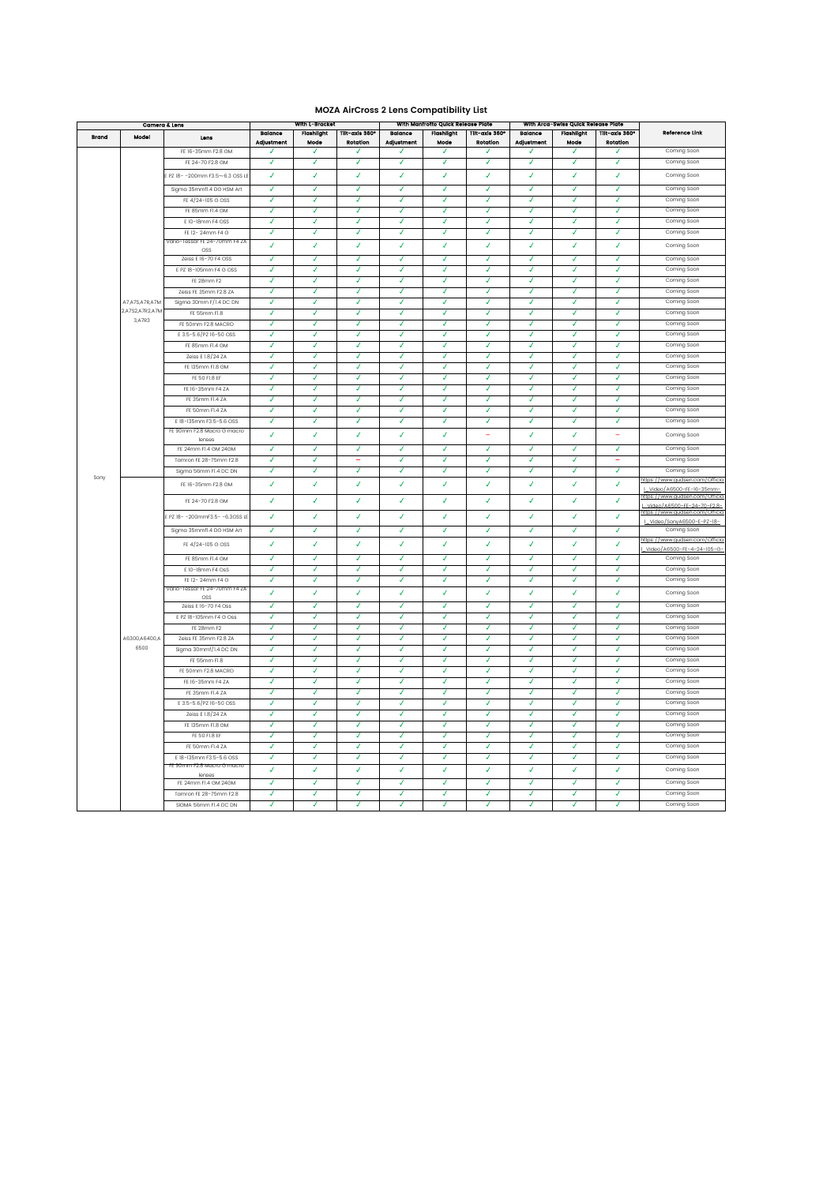## MOZA AirCross 2 Lens Compatibility List

| Camera & Lens | | | With L-Bracket | | | With Manfrotto Quick Release Plate | | | With Arca-Swiss Quick Release Plate | | | Reference Link |
|---|---|---|---|---|---|---|---|---|---|---|---|---|
| Brand | Model | Lens | Balance Adjustment | Flashlight Mode | Tilt-axis 360° Rotation | Balance Adjustment | Flashlight Mode | Tilt-axis 360° Rotation | Balance Adjustment | Flashlight Mode | Tilt-axis 360° Rotation | |
| Sony | A7,A7S,A7R,A7M2,A7S2,A7R2,A7M3,A7R3 | FE 16-35mm F2.8 GM | ✓ | ✓ | ✓ | ✓ | ✓ | ✓ | ✓ | ✓ | ✓ | Coming Soon |
| | | FE 24-70 F2.8 GM | ✓ | ✓ | ✓ | ✓ | ✓ | ✓ | ✓ | ✓ | ✓ | Coming Soon |
| | | E PZ 18- -200mm F3.5—6.3 OSS LE | ✓ | ✓ | ✓ | ✓ | ✓ | ✓ | ✓ | ✓ | ✓ | Coming Soon |
| | | Sigma 35mmf1.4 DG HSM Art | ✓ | ✓ | ✓ | ✓ | ✓ | ✓ | ✓ | ✓ | ✓ | Coming Soon |
| | | FE 4/24-105 G OSS | ✓ | ✓ | ✓ | ✓ | ✓ | ✓ | ✓ | ✓ | ✓ | Coming Soon |
| | | FE 85mm F1.4 GM | ✓ | ✓ | ✓ | ✓ | ✓ | ✓ | ✓ | ✓ | ✓ | Coming Soon |
| | | E 10-18mm F4 OSS | ✓ | ✓ | ✓ | ✓ | ✓ | ✓ | ✓ | ✓ | ✓ | Coming Soon |
| | | FE 12- 24mm F4 G | ✓ | ✓ | ✓ | ✓ | ✓ | ✓ | ✓ | ✓ | ✓ | Coming Soon |
| | | Vario-Tessar FE 24-70mm F4 ZA OSS | ✓ | ✓ | ✓ | ✓ | ✓ | ✓ | ✓ | ✓ | ✓ | Coming Soon |
| | | Zeiss E 16-70 F4 OSS | ✓ | ✓ | ✓ | ✓ | ✓ | ✓ | ✓ | ✓ | ✓ | Coming Soon |
| | | E PZ 18-105mm F4 G OSS | ✓ | ✓ | ✓ | ✓ | ✓ | ✓ | ✓ | ✓ | ✓ | Coming Soon |
| | | FE 28mm F2 | ✓ | ✓ | ✓ | ✓ | ✓ | ✓ | ✓ | ✓ | ✓ | Coming Soon |
| | | Zeiss FE 35mm F2.8 ZA | ✓ | ✓ | ✓ | ✓ | ✓ | ✓ | ✓ | ✓ | ✓ | Coming Soon |
| | | Sigma 30mm F/1.4 DC DN | ✓ | ✓ | ✓ | ✓ | ✓ | ✓ | ✓ | ✓ | ✓ | Coming Soon |
| | | FE 55mm F1.8 | ✓ | ✓ | ✓ | ✓ | ✓ | ✓ | ✓ | ✓ | ✓ | Coming Soon |
| | | FE 50mm F2.8 MACRO | ✓ | ✓ | ✓ | ✓ | ✓ | ✓ | ✓ | ✓ | ✓ | Coming Soon |
| | | E 3.5-5.6/PZ 16-50 OSS | ✓ | ✓ | ✓ | ✓ | ✓ | ✓ | ✓ | ✓ | ✓ | Coming Soon |
| | | FE 85mm F1.4 GM | ✓ | ✓ | ✓ | ✓ | ✓ | ✓ | ✓ | ✓ | ✓ | Coming Soon |
| | | Zeiss E 1.8/24 ZA | ✓ | ✓ | ✓ | ✓ | ✓ | ✓ | ✓ | ✓ | ✓ | Coming Soon |
| | | FE 135mm F1.8 GM | ✓ | ✓ | ✓ | ✓ | ✓ | ✓ | ✓ | ✓ | ✓ | Coming Soon |
| | | FE 50 F1.8 EF | ✓ | ✓ | ✓ | ✓ | ✓ | ✓ | ✓ | ✓ | ✓ | Coming Soon |
| | | FE 16-35mm F4 ZA | ✓ | ✓ | ✓ | ✓ | ✓ | ✓ | ✓ | ✓ | ✓ | Coming Soon |
| | | FE 35mm F1.4 ZA | ✓ | ✓ | ✓ | ✓ | ✓ | ✓ | ✓ | ✓ | ✓ | Coming Soon |
| | | FE 50mm F1.4 ZA | ✓ | ✓ | ✓ | ✓ | ✓ | ✓ | ✓ | ✓ | ✓ | Coming Soon |
| | | E 18-135mm F3.5-5.6 OSS | ✓ | ✓ | ✓ | ✓ | ✓ | ✓ | ✓ | ✓ | ✓ | Coming Soon |
| | | FE 90mm F2.8 Macro G macro lenses | ✓ | ✓ | ✓ | ✓ | ✓ | – | ✓ | ✓ | – | Coming Soon |
| | | FE 24mm F1.4 GM 24GM | ✓ | ✓ | ✓ | ✓ | ✓ | ✓ | ✓ | ✓ | ✓ | Coming Soon |
| | | Tamron FE 28-75mm F2.8 | ✓ | ✓ | – | ✓ | ✓ | ✓ | ✓ | ✓ | – | Coming Soon |
| | | Sigma 56mm F1.4 DC DN | ✓ | ✓ | ✓ | ✓ | ✓ | ✓ | ✓ | ✓ | ✓ | Coming Soon |
| | A6300,A6400,A6500 | FE 16-35mm F2.8 GM | ✓ | ✓ | ✓ | ✓ | ✓ | ✓ | ✓ | ✓ | ✓ | https://www.gudsen.com/Official_Video/A6500-FE-16-35mm- |
| | | FE 24-70 F2.8 GM | ✓ | ✓ | ✓ | ✓ | ✓ | ✓ | ✓ | ✓ | ✓ | https://www.gudsen.com/Official_Video/A6500-FE-24-70-F2.8- |
| | | E PZ 18- -200mmF3.5- -6.3OSS LE | ✓ | ✓ | ✓ | ✓ | ✓ | ✓ | ✓ | ✓ | ✓ | https://www.gudsen.com/Official_Video/SonyA6500-E-PZ-18- |
| | | Sigma 35mmf1.4 DG HSM Art | ✓ | ✓ | ✓ | ✓ | ✓ | ✓ | ✓ | ✓ | ✓ | Coming Soon |
| | | FE 4/24-105 G OSS | ✓ | ✓ | ✓ | ✓ | ✓ | ✓ | ✓ | ✓ | ✓ | https://www.gudsen.com/Official_Video/A6500-FE-4-24-105-G- |
| | | FE 85mm F1.4 GM | ✓ | ✓ | ✓ | ✓ | ✓ | ✓ | ✓ | ✓ | ✓ | Coming Soon |
| | | E 10-18mm F4 OsS | ✓ | ✓ | ✓ | ✓ | ✓ | ✓ | ✓ | ✓ | ✓ | Coming Soon |
| | | FE 12- 24mm F4 G | ✓ | ✓ | ✓ | ✓ | ✓ | ✓ | ✓ | ✓ | ✓ | Coming Soon |
| | | Vario-Tessar FE 24-70mm F4 ZA OSS | ✓ | ✓ | ✓ | ✓ | ✓ | ✓ | ✓ | ✓ | ✓ | Coming Soon |
| | | Zeiss E 16-70 F4 Oss | ✓ | ✓ | ✓ | ✓ | ✓ | ✓ | ✓ | ✓ | ✓ | Coming Soon |
| | | E PZ 18-105mm F4 G Oss | ✓ | ✓ | ✓ | ✓ | ✓ | ✓ | ✓ | ✓ | ✓ | Coming Soon |
| | | FE 28mm F2 | ✓ | ✓ | ✓ | ✓ | ✓ | ✓ | ✓ | ✓ | ✓ | Coming Soon |
| | | Zeiss FE 35mm F2.8 ZA | ✓ | ✓ | ✓ | ✓ | ✓ | ✓ | ✓ | ✓ | ✓ | Coming Soon |
| | | Sigma 30mmf/1.4 DC DN | ✓ | ✓ | ✓ | ✓ | ✓ | ✓ | ✓ | ✓ | ✓ | Coming Soon |
| | | FE 55mm F1.8 | ✓ | ✓ | ✓ | ✓ | ✓ | ✓ | ✓ | ✓ | ✓ | Coming Soon |
| | | FE 50mm F2.8 MACRO | ✓ | ✓ | ✓ | ✓ | ✓ | ✓ | ✓ | ✓ | ✓ | Coming Soon |
| | | FE 16-35mm F4 ZA | ✓ | ✓ | ✓ | ✓ | ✓ | ✓ | ✓ | ✓ | ✓ | Coming Soon |
| | | FE 35mm F1.4 ZA | ✓ | ✓ | ✓ | ✓ | ✓ | ✓ | ✓ | ✓ | ✓ | Coming Soon |
| | | E 3.5-5.6/PZ 16-50 OSS | ✓ | ✓ | ✓ | ✓ | ✓ | ✓ | ✓ | ✓ | ✓ | Coming Soon |
| | | Zeiss E 1.8/24 ZA | ✓ | ✓ | ✓ | ✓ | ✓ | ✓ | ✓ | ✓ | ✓ | Coming Soon |
| | | FE 135mm F1.8 GM | ✓ | ✓ | ✓ | ✓ | ✓ | ✓ | ✓ | ✓ | ✓ | Coming Soon |
| | | FE 50 F1.8 EF | ✓ | ✓ | ✓ | ✓ | ✓ | ✓ | ✓ | ✓ | ✓ | Coming Soon |
| | | FE 50mm F1.4 ZA | ✓ | ✓ | ✓ | ✓ | ✓ | ✓ | ✓ | ✓ | ✓ | Coming Soon |
| | | E 18-135mm F3.5-5.6 OSS | ✓ | ✓ | ✓ | ✓ | ✓ | ✓ | ✓ | ✓ | ✓ | Coming Soon |
| | | FE 90mm F2.8 Macro G macro lenses | ✓ | ✓ | ✓ | ✓ | ✓ | ✓ | ✓ | ✓ | ✓ | Coming Soon |
| | | FE 24mm F1.4 GM 24GM | ✓ | ✓ | ✓ | ✓ | ✓ | ✓ | ✓ | ✓ | ✓ | Coming Soon |
| | | Tamron FE 28-75mm F2.8 | ✓ | ✓ | ✓ | ✓ | ✓ | ✓ | ✓ | ✓ | ✓ | Coming Soon |
| | | SIGMA 56mm F1.4 DC DN | ✓ | ✓ | ✓ | ✓ | ✓ | ✓ | ✓ | ✓ | ✓ | Coming Soon |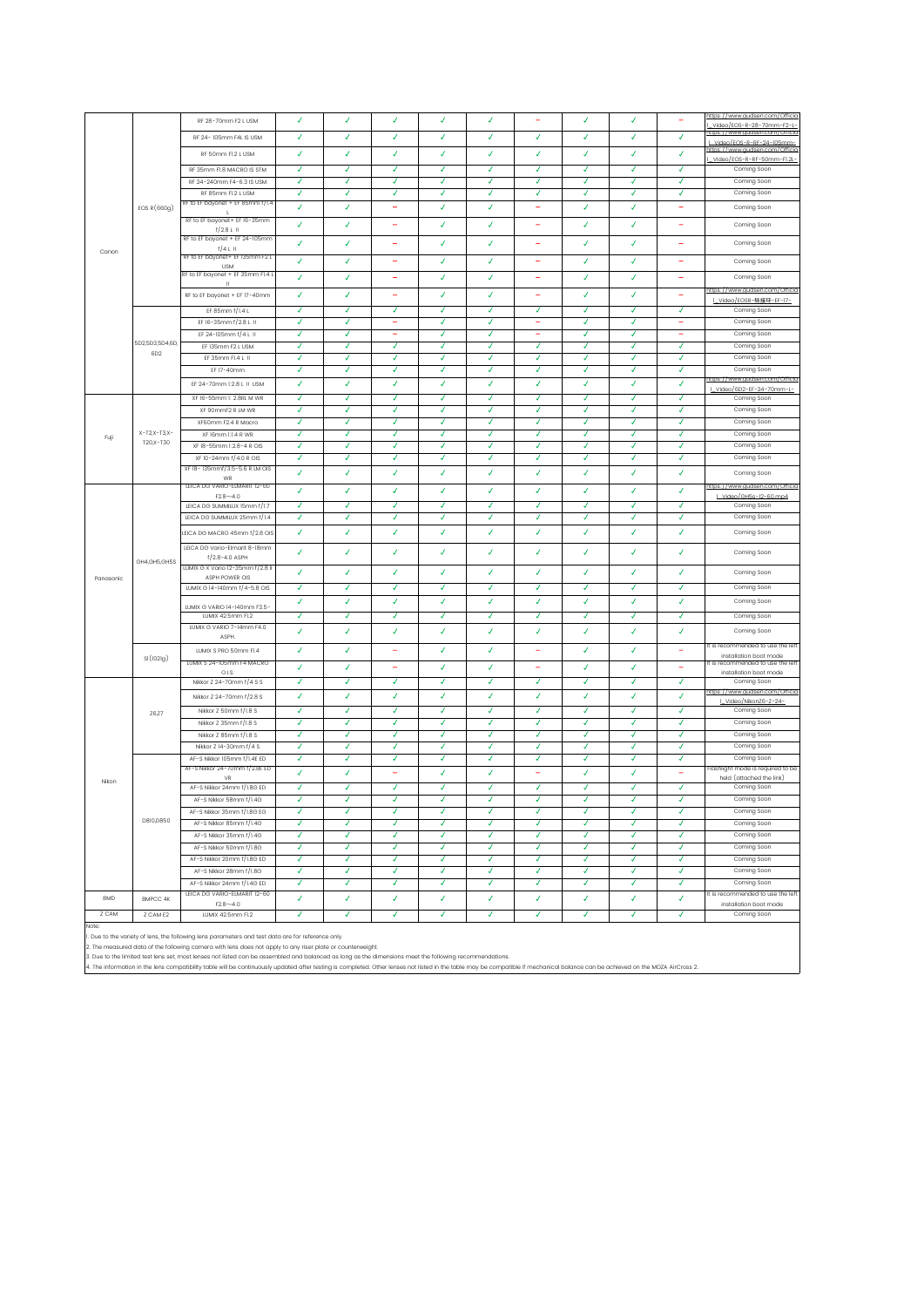| | | | | | | | | | | | | |
|---|---|---|---|---|---|---|---|---|---|---|---|---|
| Canon | EOS R(660g) | RF 28-70mm F2 L USM | ✓ | ✓ | ✓ | ✓ | ✓ | – | ✓ | ✓ | – | https://www.gudsen.com/Official_Video/EOS-R-28-70mm-F2-L- |
| | | RF 24- 105mm F4L IS USM | ✓ | ✓ | ✓ | ✓ | ✓ | ✓ | ✓ | ✓ | ✓ | https://www.gudsen.com/Official_Video/EOS-R-RF-24-105mm- |
| | | RF 50mm F1.2 L USM | ✓ | ✓ | ✓ | ✓ | ✓ | ✓ | ✓ | ✓ | ✓ | https://www.gudsen.com/Official_Video/EOS-R-RF-50mm-F1.2L- |
| | | RF 35mm F1.8 MACRO IS STM | ✓ | ✓ | ✓ | ✓ | ✓ | ✓ | ✓ | ✓ | ✓ | Coming Soon |
| | | RF 24-240mm F4-6.3 IS USM | ✓ | ✓ | ✓ | ✓ | ✓ | ✓ | ✓ | ✓ | ✓ | Coming Soon |
| | | RF 85mm F1.2 L USM | ✓ | ✓ | ✓ | ✓ | ✓ | ✓ | ✓ | ✓ | ✓ | Coming Soon |
| | | RF to EF bayonet + EF 85mm f/1.4 L | ✓ | ✓ | – | ✓ | ✓ | – | ✓ | ✓ | – | Coming Soon |
| | | RF to EF bayonet+ EF 16-35mm f/2.8 L II | ✓ | ✓ | – | ✓ | ✓ | – | ✓ | ✓ | – | Coming Soon |
| | | RF to EF bayonet + EF 24-105mm f/4 L II | ✓ | ✓ | – | ✓ | ✓ | – | ✓ | ✓ | – | Coming Soon |
| | | RF to EF bayonet+ EF 135mm F2 L USM | ✓ | ✓ | – | ✓ | ✓ | – | ✓ | ✓ | – | Coming Soon |
| | | RF to EF bayonet + EF 35mm F1.4 L II | ✓ | ✓ | – | ✓ | ✓ | – | ✓ | ✓ | – | Coming Soon |
| | | RF to EF bayonet + EF 17-40mm | ✓ | ✓ | – | ✓ | ✓ | – | ✓ | ✓ | – | https://www.gudsen.com/Official_Video/EOSR-转接环-EF-17- |
| | 5D2,5D3,5D4,6D,6D2 | EF 85mm f/1.4 L | ✓ | ✓ | ✓ | ✓ | ✓ | ✓ | ✓ | ✓ | ✓ | Coming Soon |
| | | EF 16-35mm f/2.8 L II | ✓ | ✓ | – | ✓ | ✓ | – | ✓ | ✓ | – | Coming Soon |
| | | EF 24-105mm f/4 L II | ✓ | ✓ | – | ✓ | ✓ | – | ✓ | ✓ | – | Coming Soon |
| | | EF 135mm F2 L USM | ✓ | ✓ | ✓ | ✓ | ✓ | ✓ | ✓ | ✓ | ✓ | Coming Soon |
| | | EF 35mm F1.4 L II | ✓ | ✓ | ✓ | ✓ | ✓ | ✓ | ✓ | ✓ | ✓ | Coming Soon |
| | | EF 17-40mm | ✓ | ✓ | ✓ | ✓ | ✓ | ✓ | ✓ | ✓ | ✓ | Coming Soon |
| | | EF 24-70mm 1:2.8 L II USM | ✓ | ✓ | ✓ | ✓ | ✓ | ✓ | ✓ | ✓ | ✓ | https://www.gudsen.com/Official_Video/6D2-EF-24-70mm-L- |
| Fuji | X-T2,X-T3,X-T20,X-T30 | XF 16-55mm 1: 2.8R LM WR | ✓ | ✓ | ✓ | ✓ | ✓ | ✓ | ✓ | ✓ | ✓ | Coming Soon |
| | | XF 90mmF2 R LM WR | ✓ | ✓ | ✓ | ✓ | ✓ | ✓ | ✓ | ✓ | ✓ | Coming Soon |
| | | XF60mm F2.4 R Macro | ✓ | ✓ | ✓ | ✓ | ✓ | ✓ | ✓ | ✓ | ✓ | Coming Soon |
| | | XF 16mm 1:1.4 R WR | ✓ | ✓ | ✓ | ✓ | ✓ | ✓ | ✓ | ✓ | ✓ | Coming Soon |
| | | XF 18-55mm 1:2.8-4 R OIS | ✓ | ✓ | ✓ | ✓ | ✓ | ✓ | ✓ | ✓ | ✓ | Coming Soon |
| | | XF 10-24mm f/4.0 R OIS | ✓ | ✓ | ✓ | ✓ | ✓ | ✓ | ✓ | ✓ | ✓ | Coming Soon |
| | | XF 18- 135mmf/3.5-5.6 R LM OIS WR | ✓ | ✓ | ✓ | ✓ | ✓ | ✓ | ✓ | ✓ | ✓ | Coming Soon |
| Panasonic | GH4,GH5,GH5S | LEICA DG VARIO-ELMARIT 12-60 F2.8--4.0 | ✓ | ✓ | ✓ | ✓ | ✓ | ✓ | ✓ | ✓ | ✓ | https://www.gudsen.com/Official_Video/GH5s-12-60.mp4 |
| | | LEICA DG SUMMILUX 15mm f/1.7 | ✓ | ✓ | ✓ | ✓ | ✓ | ✓ | ✓ | ✓ | ✓ | Coming Soon |
| | | LEICA DG SUMMILUX 25mm f/1.4 | ✓ | ✓ | ✓ | ✓ | ✓ | ✓ | ✓ | ✓ | ✓ | Coming Soon |
| | | LEICA DG MACRO 45mm f/2.8 OIS | ✓ | ✓ | ✓ | ✓ | ✓ | ✓ | ✓ | ✓ | ✓ | Coming Soon |
| | | LEICA DG Vario-Elmarit 8-18mm f/2.8-4.0 ASPH | ✓ | ✓ | ✓ | ✓ | ✓ | ✓ | ✓ | ✓ | ✓ | Coming Soon |
| | | LUMIX G X Vario 12-35mm f/2.8 II ASPH POWER OIS | ✓ | ✓ | ✓ | ✓ | ✓ | ✓ | ✓ | ✓ | ✓ | Coming Soon |
| | | LUMIX G 14-140mm f/4-5.8 OIS | ✓ | ✓ | ✓ | ✓ | ✓ | ✓ | ✓ | ✓ | ✓ | Coming Soon |
| | | LUMIX G VARIO 14-140mm F3.5- | ✓ | ✓ | ✓ | ✓ | ✓ | ✓ | ✓ | ✓ | ✓ | Coming Soon |
| | | LUMIX 42.5mm F1.2 | ✓ | ✓ | ✓ | ✓ | ✓ | ✓ | ✓ | ✓ | ✓ | Coming Soon |
| | | LUMIX G VARIO 7-14mm F4.0 ASPH. | ✓ | ✓ | ✓ | ✓ | ✓ | ✓ | ✓ | ✓ | ✓ | Coming Soon |
| | S1(1021g) | LUMIX S PRO 50mm F1.4 | ✓ | ✓ | – | ✓ | ✓ | – | ✓ | ✓ | – | It is recommended to use the left installation boot mode |
| | | LUMIX S 24-105mm F4 MACRO O.I.S. | ✓ | ✓ | – | ✓ | ✓ | – | ✓ | ✓ | – | It is recommended to use the left installation boot mode |
| Nikon | Z6,Z7 | Nikkor Z 24-70mm f/4 S S | ✓ | ✓ | ✓ | ✓ | ✓ | ✓ | ✓ | ✓ | ✓ | Coming Soon |
| | | Nikkor Z 24-70mm f/2.8 S | ✓ | ✓ | ✓ | ✓ | ✓ | ✓ | ✓ | ✓ | ✓ | https://www.gudsen.com/Official_Video/NikonZ6-Z-24- |
| | | Nikkor Z 50mm f/1.8 S | ✓ | ✓ | ✓ | ✓ | ✓ | ✓ | ✓ | ✓ | ✓ | Coming Soon |
| | | Nikkor Z 35mm f/1.8 S | ✓ | ✓ | ✓ | ✓ | ✓ | ✓ | ✓ | ✓ | ✓ | Coming Soon |
| | | Nikkor Z 85mm f/1.8 S | ✓ | ✓ | ✓ | ✓ | ✓ | ✓ | ✓ | ✓ | ✓ | Coming Soon |
| | | Nikkor Z 14-30mm f/4 S | ✓ | ✓ | ✓ | ✓ | ✓ | ✓ | ✓ | ✓ | ✓ | Coming Soon |
| | D810,D850 | AF-S Nikkor 105mm f/1.4E ED | ✓ | ✓ | ✓ | ✓ | ✓ | ✓ | ✓ | ✓ | ✓ | Coming Soon |
| | | AF-S Nikkor 24-70mm f/2.8E ED VR | ✓ | ✓ | – | ✓ | ✓ | – | ✓ | ✓ | – | Flashlight mode is required to be held (attached the link) |
| | | AF-S Nikkor 24mm f/1.8G ED | ✓ | ✓ | ✓ | ✓ | ✓ | ✓ | ✓ | ✓ | ✓ | Coming Soon |
| | | AF-S Nikkor 58mm f/1.4G | ✓ | ✓ | ✓ | ✓ | ✓ | ✓ | ✓ | ✓ | ✓ | Coming Soon |
| | | AF-S Nikkor 35mm f/1.8G ED | ✓ | ✓ | ✓ | ✓ | ✓ | ✓ | ✓ | ✓ | ✓ | Coming Soon |
| | | AF-S Nikkor 85mm f/1.4G | ✓ | ✓ | ✓ | ✓ | ✓ | ✓ | ✓ | ✓ | ✓ | Coming Soon |
| | | AF-S Nikkor 35mm f/1.4G | ✓ | ✓ | ✓ | ✓ | ✓ | ✓ | ✓ | ✓ | ✓ | Coming Soon |
| | | AF-S Nikkor 50mm f/1.8G | ✓ | ✓ | ✓ | ✓ | ✓ | ✓ | ✓ | ✓ | ✓ | Coming Soon |
| | | AF-S Nikkor 20mm f/1.8G ED | ✓ | ✓ | ✓ | ✓ | ✓ | ✓ | ✓ | ✓ | ✓ | Coming Soon |
| | | AF-S Nikkor 28mm f/1.8G | ✓ | ✓ | ✓ | ✓ | ✓ | ✓ | ✓ | ✓ | ✓ | Coming Soon |
| | | AF-S Nikkor 24mm f/1.4G ED | ✓ | ✓ | ✓ | ✓ | ✓ | ✓ | ✓ | ✓ | ✓ | Coming Soon |
| BMD | BMPCC 4K | LEICA DG VARIO-ELMARIT 12-60 F2.8--4.0 | ✓ | ✓ | ✓ | ✓ | ✓ | ✓ | ✓ | ✓ | ✓ | It is recommended to use the left installation boot mode |
| Z CAM | Z CAM E2 | LUMIX 42.5mm F1.2 | ✓ | ✓ | ✓ | ✓ | ✓ | ✓ | ✓ | ✓ | ✓ | Coming Soon |

Note:

1. Due to the variety of lens, the following lens parameters and test data are for reference only.
2. The measured data of the following camera with lens does not apply to any riser plate or counterweight.
3. Due to the limited test lens set, most lenses not listed can be assembled and balanced as long as the dimensions meet the following recommendations.
4. The information in the lens compatibility table will be continuously updated after testing is completed. Other lenses not listed in the table may be compatible if mechanical balance can be achieved on the MOZA AirCross 2.